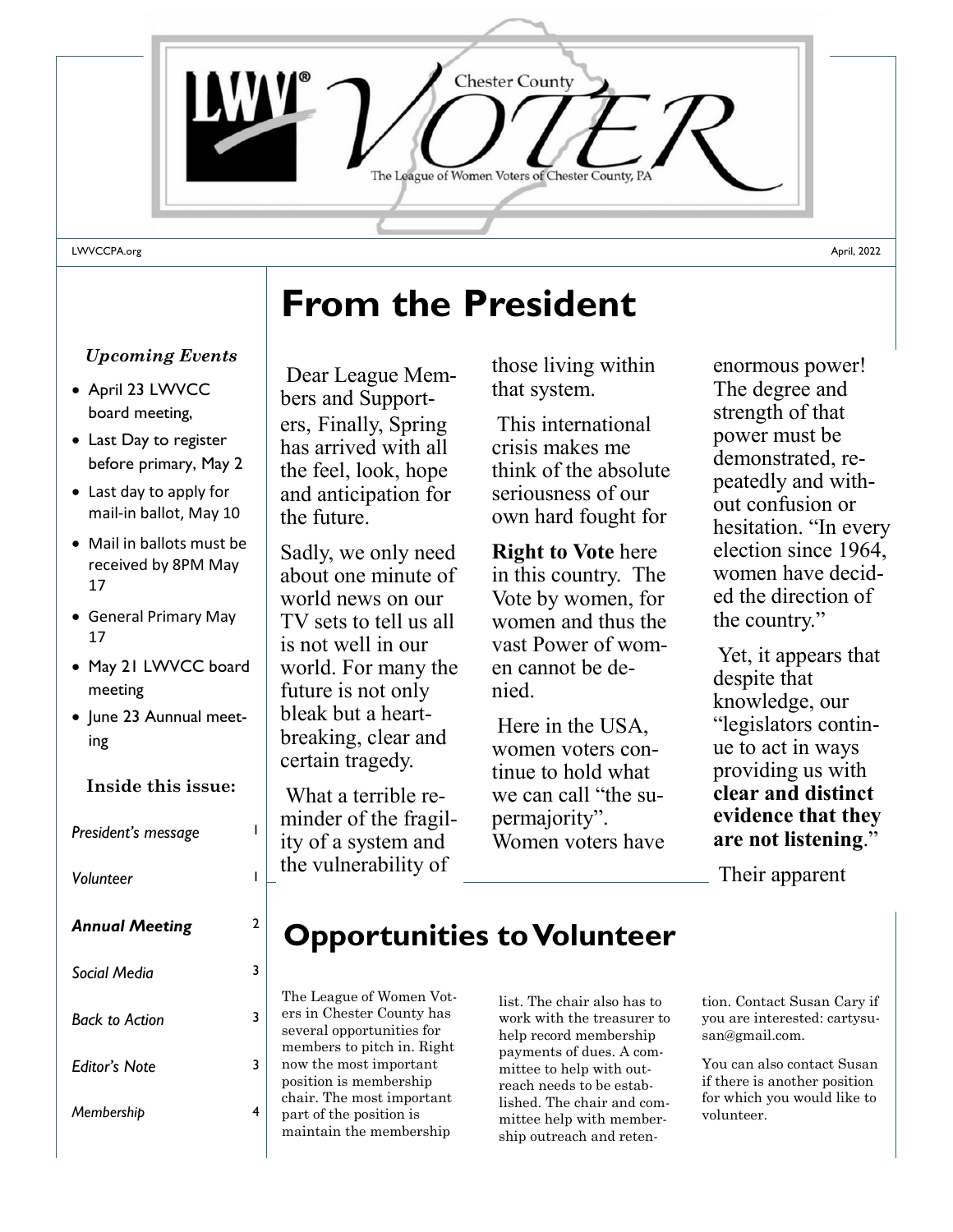# Chester County VOTER

The League of Women Voters of Chester County, PA

LWVCCPA.org

April, 2022

*Upcoming Events*

- April 23 LWVCC board meeting,
- Last Day to register before primary, May 2
- Last day to apply for mail-in ballot, May 10
- Mail in ballots must be received by 8PM May 17
- General Primary May 17
- May 21 LWVCC board meeting
- June 23 Aunnual meeting

**Inside this issue:**

| | |
|---|---|
| *President's message* | 1 |
| *Volunteer* | 1 |
| ***Annual Meeting*** | 2 |
| *Social Media* | 3 |
| *Back to Action* | 3 |
| *Editor's Note* | 3 |
| *Membership* | 4 |

# From the President

Dear League Members and Supporters, Finally, Spring has arrived with all the feel, look, hope and anticipation for the future.

Sadly, we only need about one minute of world news on our TV sets to tell us all is not well in our world. For many the future is not only bleak but a heartbreaking, clear and certain tragedy.

What a terrible reminder of the fragility of a system and the vulnerability of those living within that system.

This international crisis makes me think of the absolute seriousness of our own hard fought for

**Right to Vote** here in this country. The Vote by women, for women and thus the vast Power of women cannot be denied.

Here in the USA, women voters continue to hold what we can call "the supermajority". Women voters have enormous power! The degree and strength of that power must be demonstrated, repeatedly and without confusion or hesitation. "In every election since 1964, women have decided the direction of the country."

Yet, it appears that despite that knowledge, our "legislators continue to act in ways providing us with **clear and distinct evidence that they are not listening**."

Their apparent

# Opportunities to Volunteer

The League of Women Voters in Chester County has several opportunities for members to pitch in. Right now the most important position is membership chair. The most important part of the position is maintain the membership list. The chair also has to work with the treasurer to help record membership payments of dues. A committee to help with outreach needs to be established. The chair and committee help with membership outreach and retention. Contact Susan Cary if you are interested: cartysusan@gmail.com.

You can also contact Susan if there is another position for which you would like to volunteer.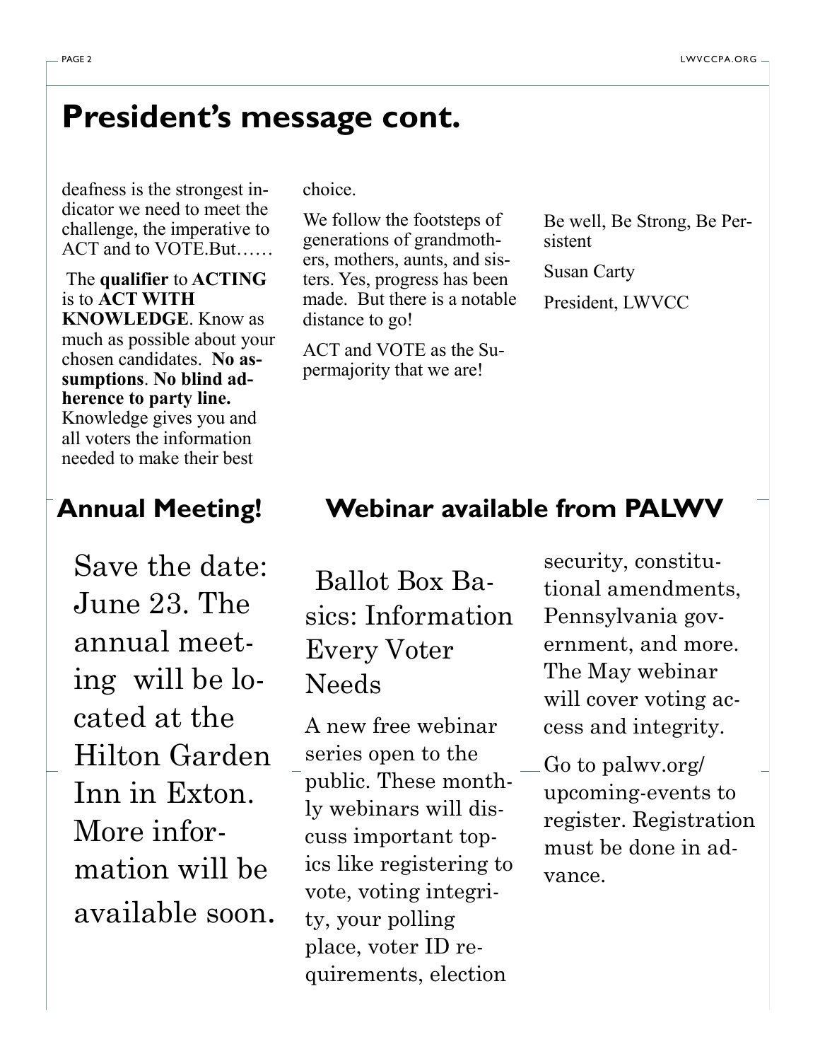# President's message cont.

deafness is the strongest indicator we need to meet the challenge, the imperative to ACT and to VOTE.But……

The **qualifier** to **ACTING** is to **ACT WITH KNOWLEDGE**. Know as much as possible about your chosen candidates. **No assumptions**. **No blind adherence to party line.** Knowledge gives you and all voters the information needed to make their best choice.

We follow the footsteps of generations of grandmothers, mothers, aunts, and sisters. Yes, progress has been made. But there is a notable distance to go!

ACT and VOTE as the Supermajority that we are!

Be well, Be Strong, Be Persistent

Susan Carty

President, LWVCC

## Annual Meeting!

Save the date: June 23. The annual meeting will be located at the Hilton Garden Inn in Exton. More information will be available soon.

## Webinar available from PALWV

Ballot Box Basics: Information Every Voter Needs

A new free webinar series open to the public. These monthly webinars will discuss important topics like registering to vote, voting integrity, your polling place, voter ID requirements, election security, constitutional amendments, Pennsylvania government, and more. The May webinar will cover voting access and integrity.

Go to palwv.org/upcoming-events to register. Registration must be done in advance.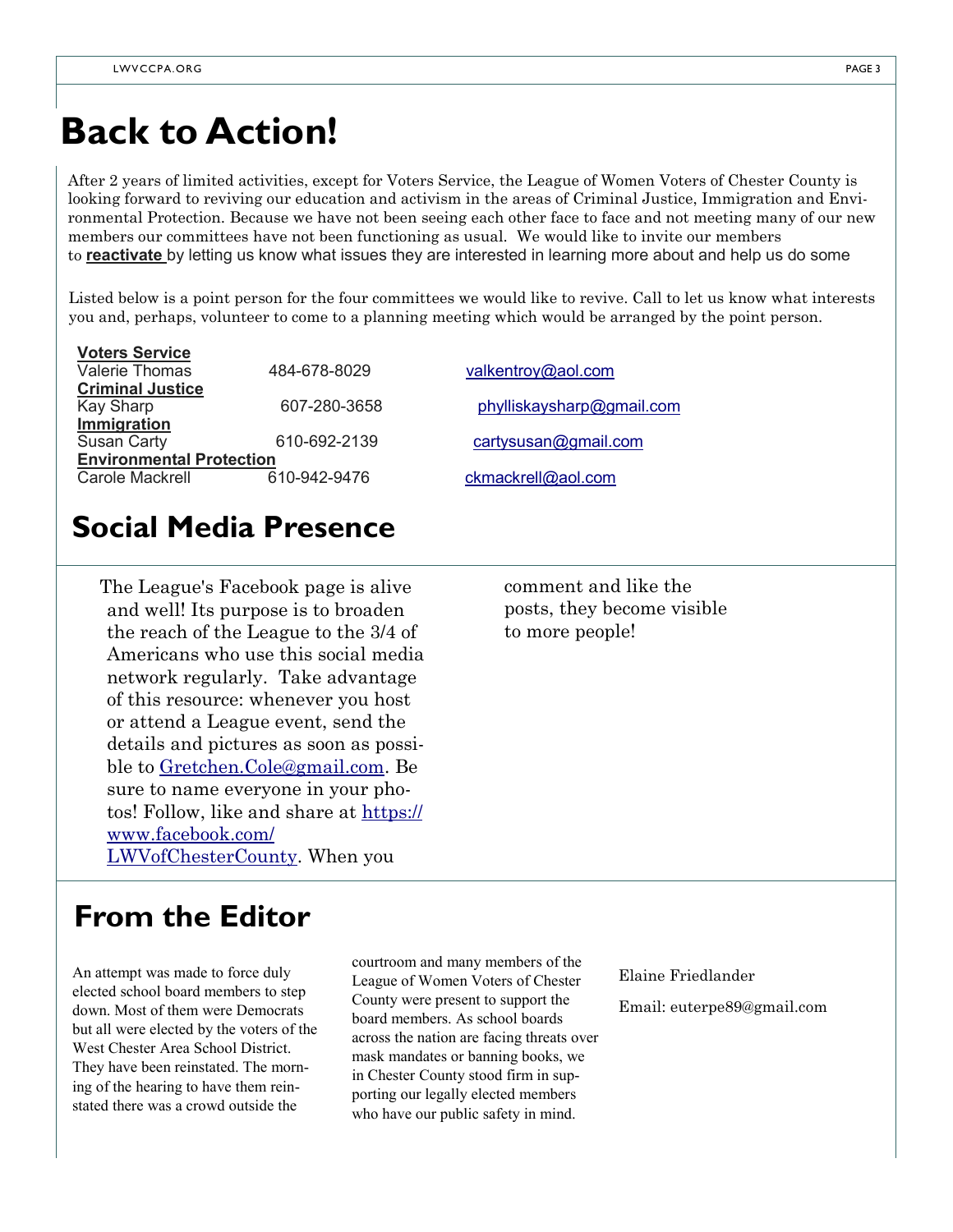# Back to Action!

After 2 years of limited activities, except for Voters Service, the League of Women Voters of Chester County is looking forward to reviving our education and activism in the areas of Criminal Justice, Immigration and Environmental Protection. Because we have not been seeing each other face to face and not meeting many of our new members our committees have not been functioning as usual. We would like to invite our members to **reactivate** by letting us know what issues they are interested in learning more about and help us do some

Listed below is a point person for the four committees we would like to revive. Call to let us know what interests you and, perhaps, volunteer to come to a planning meeting which would be arranged by the point person.

**Voters Service**
Valerie Thomas 484-678-8029 valkentroy@aol.com

**Criminal Justice**
Kay Sharp 607-280-3658 phylliskaysharp@gmail.com

**Immigration**
Susan Carty 610-692-2139 cartysusan@gmail.com

**Environmental Protection**
Carole Mackrell 610-942-9476 ckmackrell@aol.com

# Social Media Presence

The League's Facebook page is alive and well! Its purpose is to broaden the reach of the League to the 3/4 of Americans who use this social media network regularly. Take advantage of this resource: whenever you host or attend a League event, send the details and pictures as soon as possible to Gretchen.Cole@gmail.com. Be sure to name everyone in your photos! Follow, like and share at https://www.facebook.com/LWVofChesterCounty. When you comment and like the posts, they become visible to more people!

# From the Editor

An attempt was made to force duly elected school board members to step down. Most of them were Democrats but all were elected by the voters of the West Chester Area School District. They have been reinstated. The morning of the hearing to have them reinstated there was a crowd outside the courtroom and many members of the League of Women Voters of Chester County were present to support the board members. As school boards across the nation are facing threats over mask mandates or banning books, we in Chester County stood firm in supporting our legally elected members who have our public safety in mind.

Elaine Friedlander

Email: euterpe89@gmail.com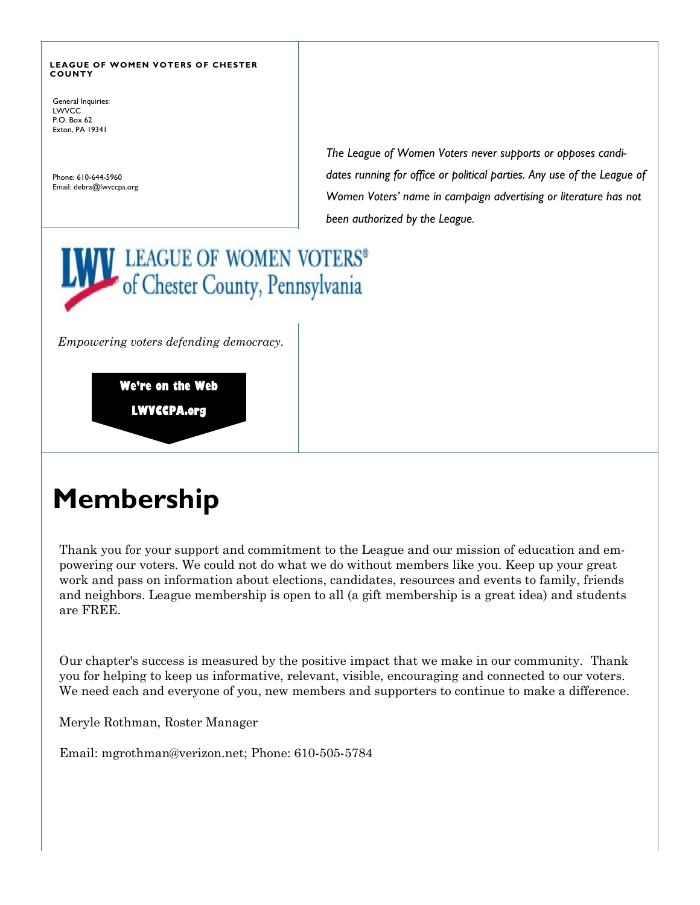**LEAGUE OF WOMEN VOTERS OF CHESTER COUNTY**

General Inquiries:
LWVCC
P.O. Box 62
Exton, PA 19341

Phone: 610-644-5960
Email: debra@lwvccpa.org

*The League of Women Voters never supports or opposes candidates running for office or political parties. Any use of the League of Women Voters' name in campaign advertising or literature has not been authorized by the League.*

LWV LEAGUE OF WOMEN VOTERS® of Chester County, Pennsylvania

*Empowering voters defending democracy.*

**We're on the Web**

**LWVCCPA.org**

# Membership

Thank you for your support and commitment to the League and our mission of education and empowering our voters. We could not do what we do without members like you. Keep up your great work and pass on information about elections, candidates, resources and events to family, friends and neighbors. League membership is open to all (a gift membership is a great idea) and students are FREE.

Our chapter's success is measured by the positive impact that we make in our community. Thank you for helping to keep us informative, relevant, visible, encouraging and connected to our voters. We need each and everyone of you, new members and supporters to continue to make a difference.

Meryle Rothman, Roster Manager

Email: mgrothman@verizon.net; Phone: 610-505-5784